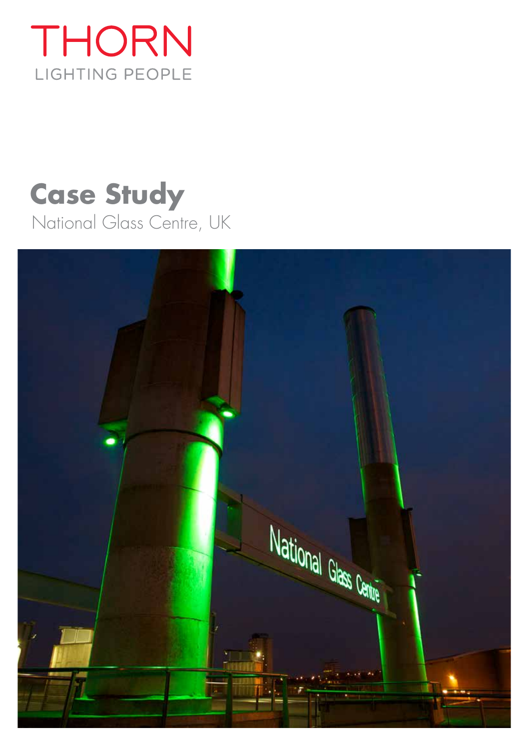THORN

LIGHTING PEOPLE

# Case Study

National Glass Centre, UK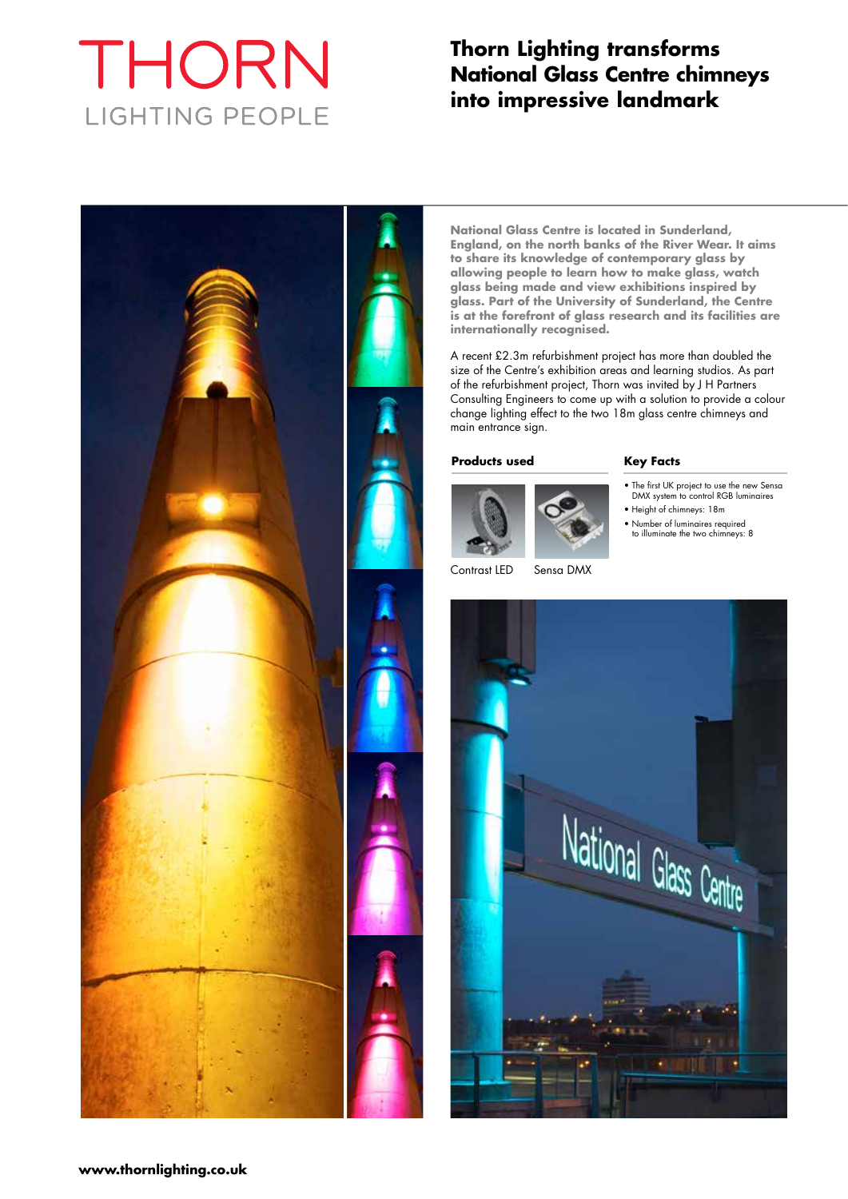THORN

LIGHTING PEOPLE

# Thorn Lighting transforms National Glass Centre chimneys into impressive landmark

**National Glass Centre is located in Sunderland, England, on the north banks of the River Wear. It aims to share its knowledge of contemporary glass by allowing people to learn how to make glass, watch glass being made and view exhibitions inspired by glass. Part of the University of Sunderland, the Centre is at the forefront of glass research and its facilities are internationally recognised.**

A recent £2.3m refurbishment project has more than doubled the size of the Centre's exhibition areas and learning studios. As part of the refurbishment project, Thorn was invited by J H Partners Consulting Engineers to come up with a solution to provide a colour change lighting effect to the two 18m glass centre chimneys and main entrance sign.

## Products used

Contrast LED

Sensa DMX

## Key Facts

- The first UK project to use the new Sensa DMX system to control RGB luminaires
- Height of chimneys: 18m
- Number of luminaires required to illuminate the two chimneys: 8

**www.thornlighting.co.uk**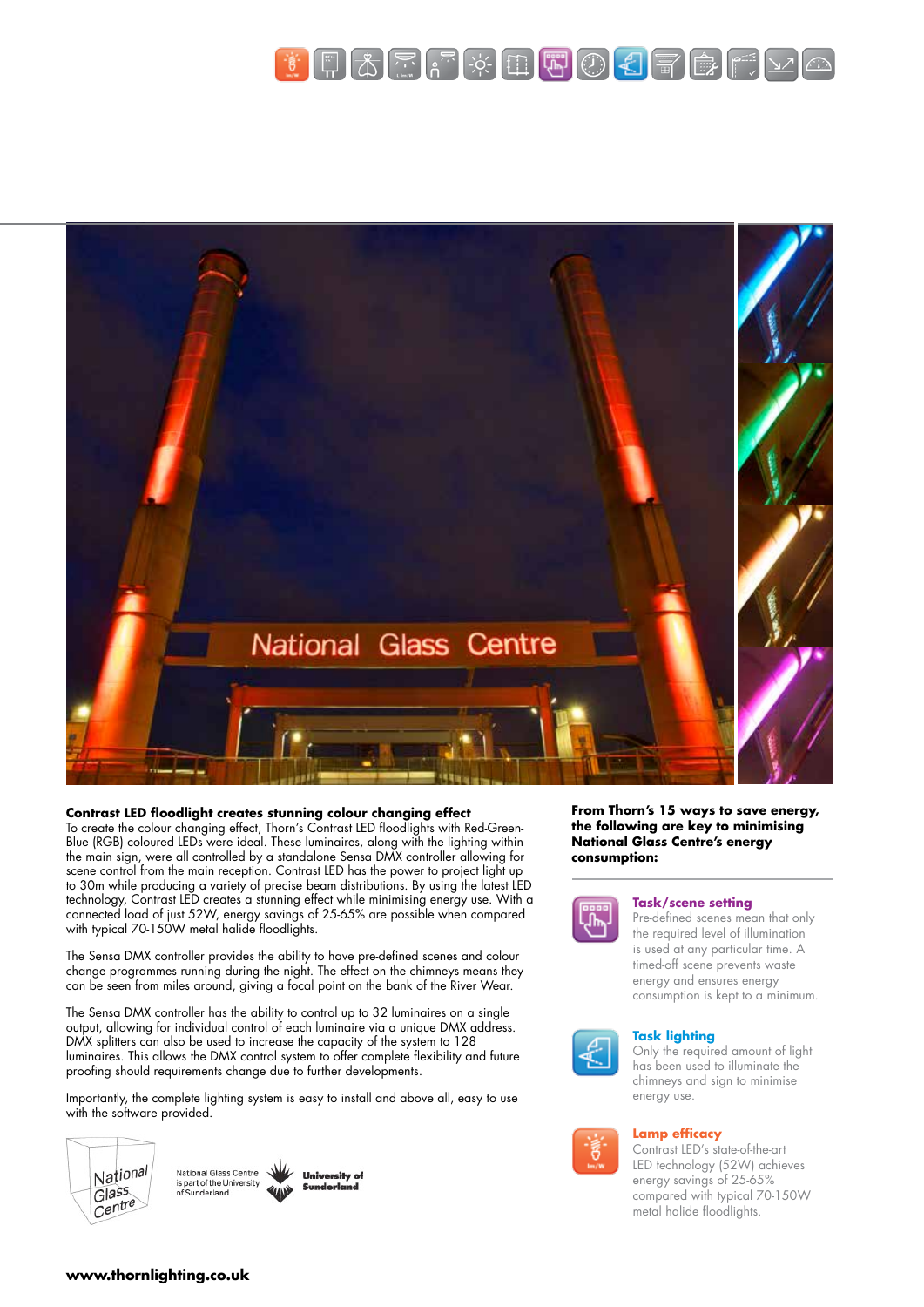## Contrast LED floodlight creates stunning colour changing effect

To create the colour changing effect, Thorn's Contrast LED floodlights with Red-Green-Blue (RGB) coloured LEDs were ideal. These luminaires, along with the lighting within the main sign, were all controlled by a standalone Sensa DMX controller allowing for scene control from the main reception. Contrast LED has the power to project light up to 30m while producing a variety of precise beam distributions. By using the latest LED technology, Contrast LED creates a stunning effect while minimising energy use. With a connected load of just 52W, energy savings of 25-65% are possible when compared with typical 70-150W metal halide floodlights.

The Sensa DMX controller provides the ability to have pre-defined scenes and colour change programmes running during the night. The effect on the chimneys means they can be seen from miles around, giving a focal point on the bank of the River Wear.

The Sensa DMX controller has the ability to control up to 32 luminaires on a single output, allowing for individual control of each luminaire via a unique DMX address. DMX splitters can also be used to increase the capacity of the system to 128 luminaires. This allows the DMX control system to offer complete flexibility and future proofing should requirements change due to further developments.

Importantly, the complete lighting system is easy to install and above all, easy to use with the software provided.

National Glass Centre

National Glass Centre is part of the University of Sunderland

University of Sunderland

**From Thorn's 15 ways to save energy, the following are key to minimising National Glass Centre's energy consumption:**

### Task/scene setting

Pre-defined scenes mean that only the required level of illumination is used at any particular time. A timed-off scene prevents waste energy and ensures energy consumption is kept to a minimum.

### Task lighting

Only the required amount of light has been used to illuminate the chimneys and sign to minimise energy use.

### Lamp efficacy

Contrast LED's state-of-the-art LED technology (52W) achieves energy savings of 25-65% compared with typical 70-150W metal halide floodlights.

**www.thornlighting.co.uk**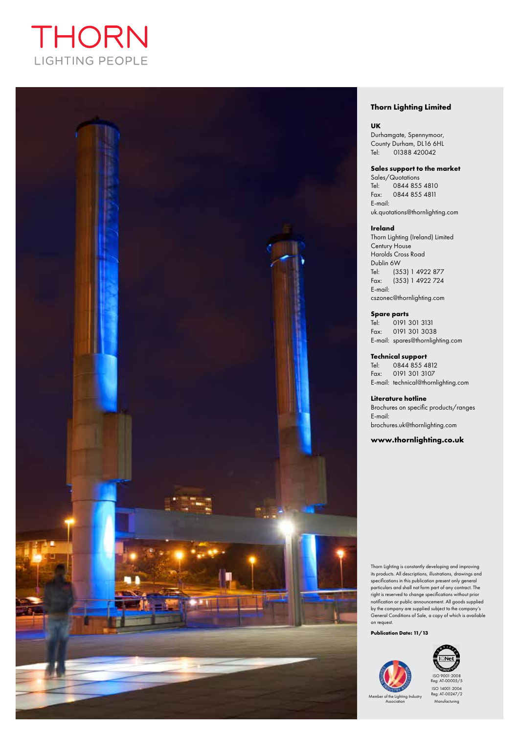# THORN

LIGHTING PEOPLE

**Thorn Lighting Limited**

**UK**
Durhamgate, Spennymoor,
County Durham, DL16 6HL
Tel: 01388 420042

**Sales support to the market**
Sales/Quotations
Tel: 0844 855 4810
Fax: 0844 855 4811
E-mail:
uk.quotations@thornlighting.com

**Ireland**
Thorn Lighting (Ireland) Limited
Century House
Harolds Cross Road
Dublin 6W
Tel: (353) 1 4922 877
Fax: (353) 1 4922 724
E-mail:
cszonec@thornlighting.com

**Spare parts**
Tel: 0191 301 3131
Fax: 0191 301 3038
E-mail: spares@thornlighting.com

**Technical support**
Tel: 0844 855 4812
Fax: 0191 301 3107
E-mail: technical@thornlighting.com

**Literature hotline**
Brochures on specific products/ranges
E-mail:
brochures.uk@thornlighting.com

**www.thornlighting.co.uk**

Thorn Lighting is constantly developing and improving its products. All descriptions, illustrations, drawings and specifications in this publication present only general particulars and shall not form part of any contract. The right is reserved to change specifications without prior notification or public announcement. All goods supplied by the company are supplied subject to the company's General Conditions of Sale, a copy of which is available on request.

**Publication Date: 11/ 13**

Member of the Lighting Industry Association

ISO 9001:2008
Reg: AT-00005/5
ISO 14001:2004
Reg: AT-00247/2
Manufacturing